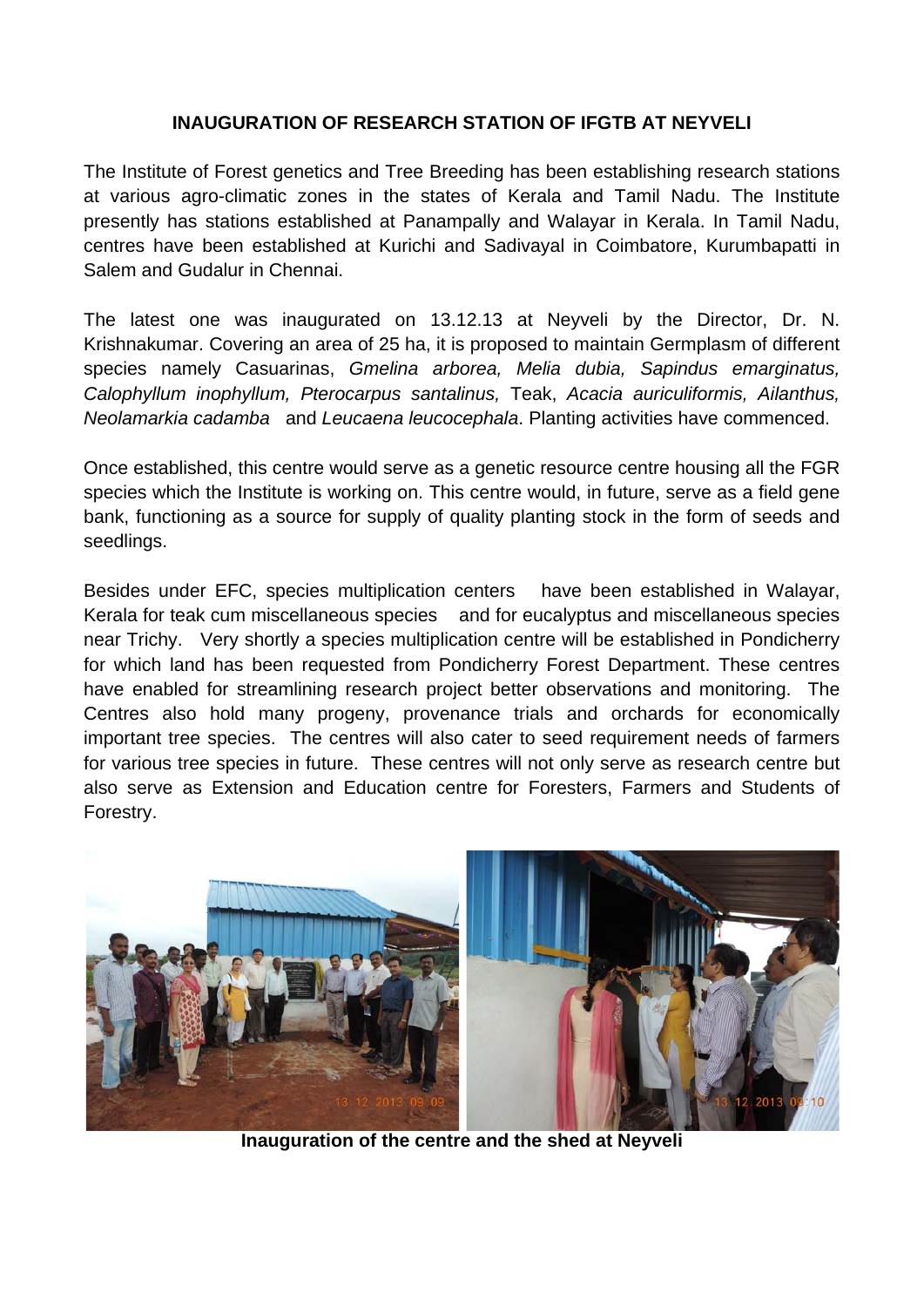# INAUGURATION OF RESEARCH STATION OF IFGTB AT NEYVELI

The Institute of Forest genetics and Tree Breeding has been establishing research stations at various agro-climatic zones in the states of Kerala and Tamil Nadu. The Institute presently has stations established at Panampally and Walayar in Kerala. In Tamil Nadu, centres have been established at Kurichi and Sadivayal in Coimbatore, Kurumbapatti in Salem and Gudalur in Chennai.

The latest one was inaugurated on 13.12.13 at Neyveli by the Director, Dr. N. Krishnakumar. Covering an area of 25 ha, it is proposed to maintain Germplasm of different species namely Casuarinas, *Gmelina arborea, Melia dubia, Sapindus emarginatus, Calophyllum inophyllum, Pterocarpus santalinus,* Teak, *Acacia auriculiformis, Ailanthus, Neolamarkia cadamba* and *Leucaena leucocephala*. Planting activities have commenced.

Once established, this centre would serve as a genetic resource centre housing all the FGR species which the Institute is working on. This centre would, in future, serve as a field gene bank, functioning as a source for supply of quality planting stock in the form of seeds and seedlings.

Besides under EFC, species multiplication centers have been established in Walayar, Kerala for teak cum miscellaneous species and for eucalyptus and miscellaneous species near Trichy. Very shortly a species multiplication centre will be established in Pondicherry for which land has been requested from Pondicherry Forest Department. These centres have enabled for streamlining research project better observations and monitoring. The Centres also hold many progeny, provenance trials and orchards for economically important tree species. The centres will also cater to seed requirement needs of farmers for various tree species in future. These centres will not only serve as research centre but also serve as Extension and Education centre for Foresters, Farmers and Students of Forestry.

**Inauguration of the centre and the shed at Neyveli**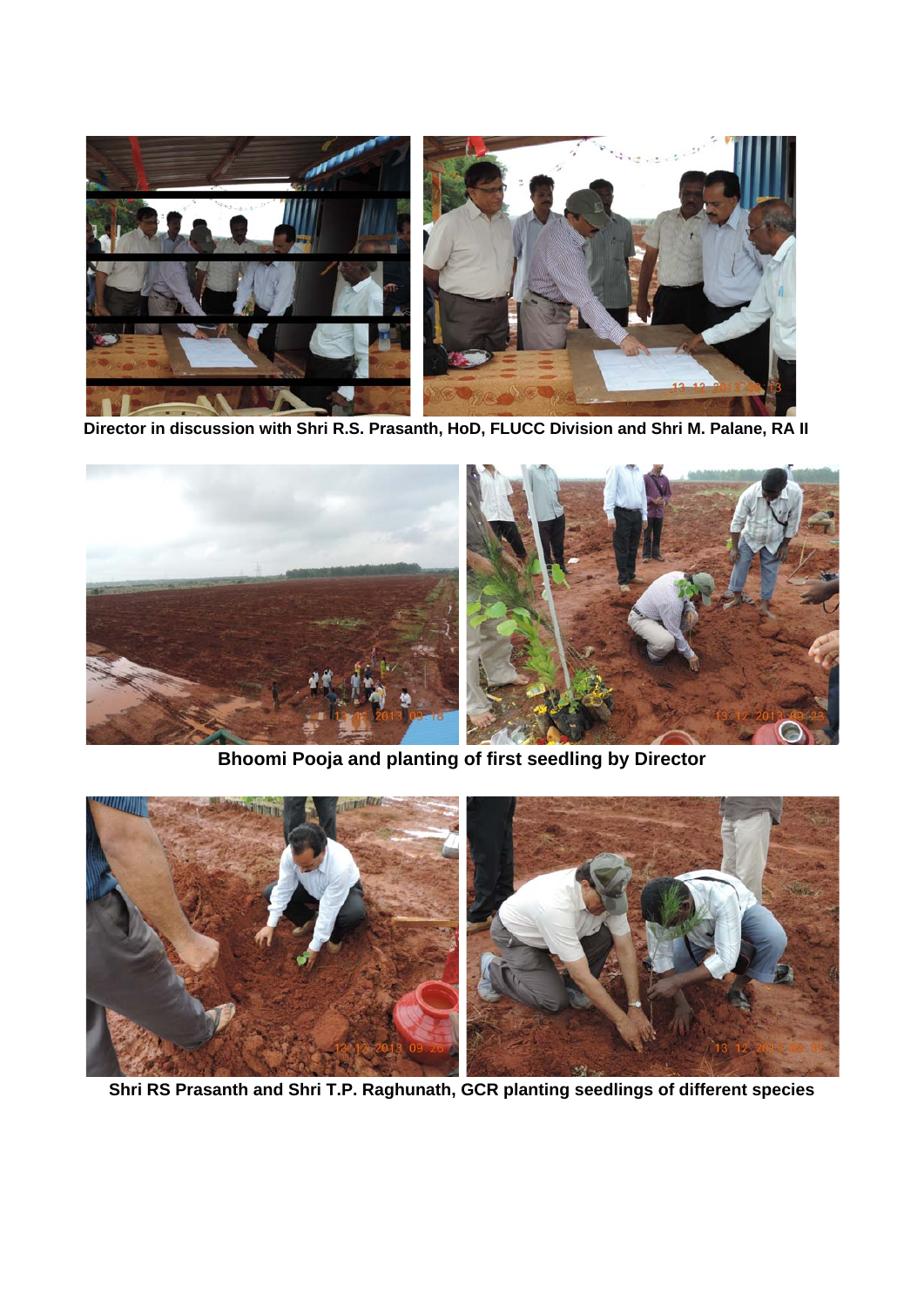Director in discussion with Shri R.S. Prasanth, HoD, FLUCC Division and Shri M. Palane, RA II

Bhoomi Pooja and planting of first seedling by Director

Shri RS Prasanth and Shri T.P. Raghunath, GCR planting seedlings of different species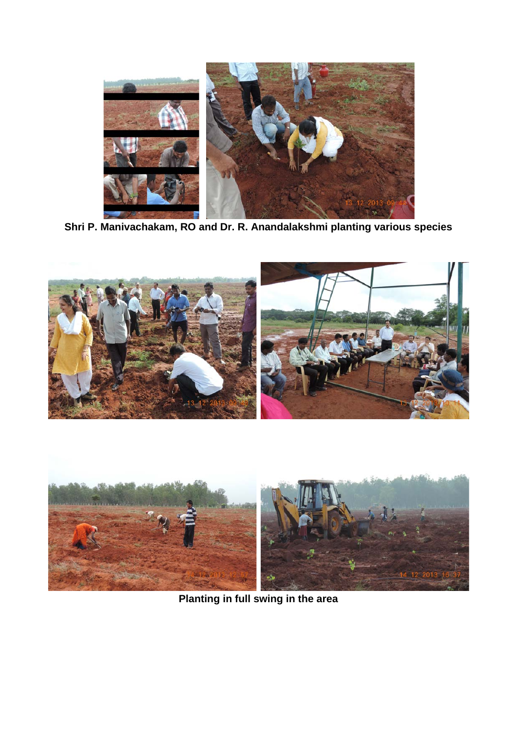**Shri P. Manivachakam, RO and Dr. R. Anandalakshmi planting various species**

**Planting in full swing in the area**